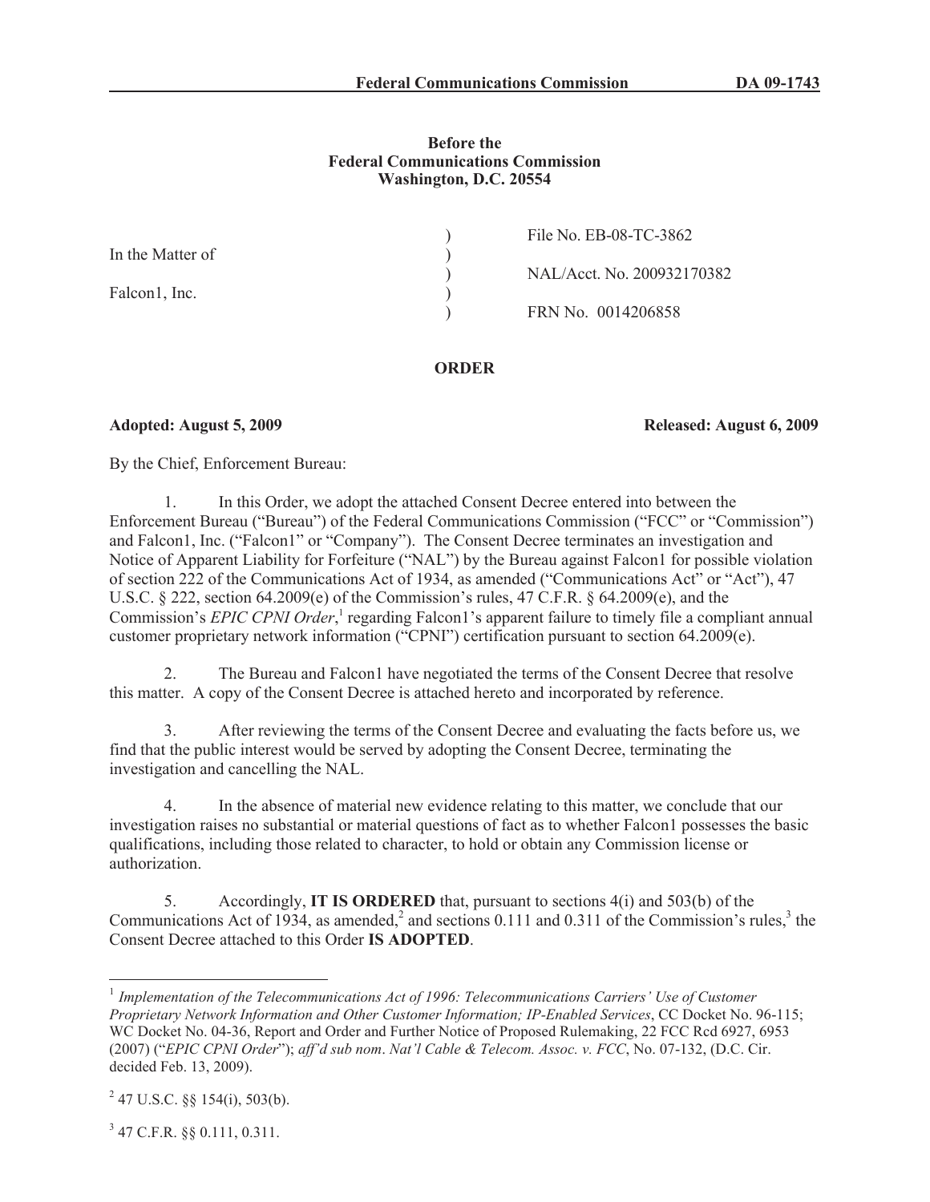**Federal Communications Commission DA 09-1743**

**Before the**
**Federal Communications Commission**
**Washington, D.C. 20554**

| | | |
|---|---|---|
| In the Matter of | ) | File No. EB-08-TC-3862 |
| | ) | NAL/Acct. No. 200932170382 |
| Falcon1, Inc. | ) | FRN No. 0014206858 |

## ORDER

**Adopted: August 5, 2009** **Released: August 6, 2009**

By the Chief, Enforcement Bureau:

1. In this Order, we adopt the attached Consent Decree entered into between the Enforcement Bureau ("Bureau") of the Federal Communications Commission ("FCC" or "Commission") and Falcon1, Inc. ("Falcon1" or "Company"). The Consent Decree terminates an investigation and Notice of Apparent Liability for Forfeiture ("NAL") by the Bureau against Falcon1 for possible violation of section 222 of the Communications Act of 1934, as amended ("Communications Act" or "Act"), 47 U.S.C. § 222, section 64.2009(e) of the Commission's rules, 47 C.F.R. § 64.2009(e), and the Commission's *EPIC CPNI Order*,[1] regarding Falcon1's apparent failure to timely file a compliant annual customer proprietary network information ("CPNI") certification pursuant to section 64.2009(e).

2. The Bureau and Falcon1 have negotiated the terms of the Consent Decree that resolve this matter. A copy of the Consent Decree is attached hereto and incorporated by reference.

3. After reviewing the terms of the Consent Decree and evaluating the facts before us, we find that the public interest would be served by adopting the Consent Decree, terminating the investigation and cancelling the NAL.

4. In the absence of material new evidence relating to this matter, we conclude that our investigation raises no substantial or material questions of fact as to whether Falcon1 possesses the basic qualifications, including those related to character, to hold or obtain any Commission license or authorization.

5. Accordingly, **IT IS ORDERED** that, pursuant to sections 4(i) and 503(b) of the Communications Act of 1934, as amended,[2] and sections 0.111 and 0.311 of the Commission's rules,[3] the Consent Decree attached to this Order **IS ADOPTED**.

---

[1] *Implementation of the Telecommunications Act of 1996: Telecommunications Carriers' Use of Customer Proprietary Network Information and Other Customer Information; IP-Enabled Services*, CC Docket No. 96-115; WC Docket No. 04-36, Report and Order and Further Notice of Proposed Rulemaking, 22 FCC Rcd 6927, 6953 (2007) ("*EPIC CPNI Order*"); *aff'd sub nom*. *Nat'l Cable & Telecom. Assoc. v. FCC*, No. 07-132, (D.C. Cir. decided Feb. 13, 2009).

[2] 47 U.S.C. §§ 154(i), 503(b).

[3] 47 C.F.R. §§ 0.111, 0.311.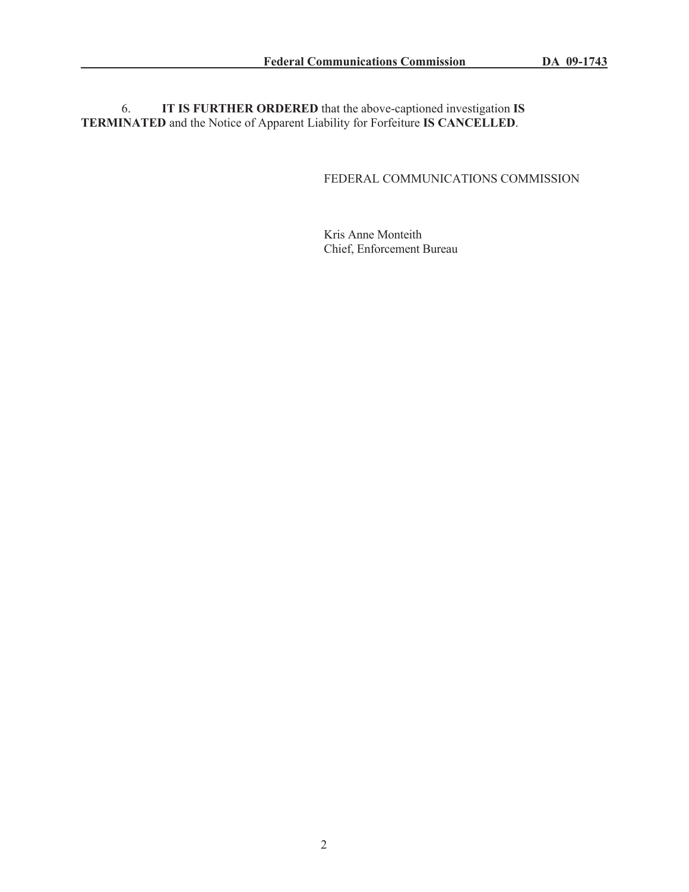6. **IT IS FURTHER ORDERED** that the above-captioned investigation **IS TERMINATED** and the Notice of Apparent Liability for Forfeiture **IS CANCELLED**.

FEDERAL COMMUNICATIONS COMMISSION

Kris Anne Monteith
Chief, Enforcement Bureau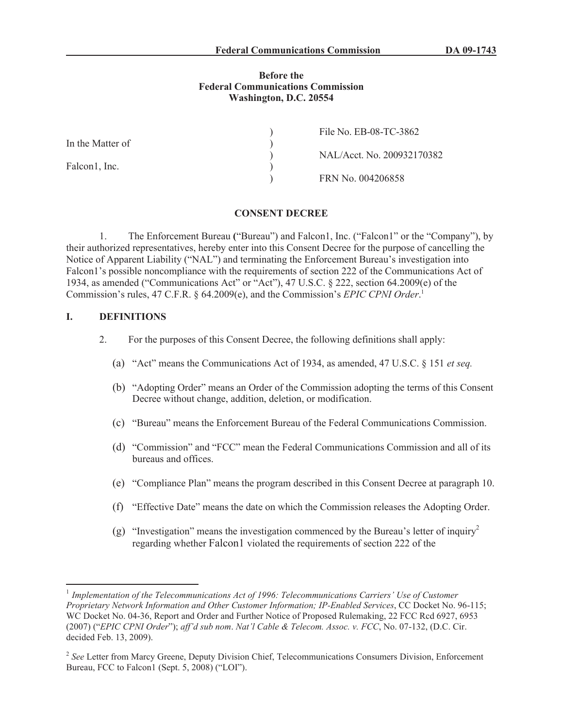**Before the**
**Federal Communications Commission**
**Washington, D.C. 20554**

| | | |
|---|---|---|
| In the Matter of | ) | File No. EB-08-TC-3862 |
| | ) | NAL/Acct. No. 200932170382 |
| Falcon1, Inc. | ) | FRN No. 004206858 |

## CONSENT DECREE

1. The Enforcement Bureau ("Bureau") and Falcon1, Inc. ("Falcon1" or the "Company"), by their authorized representatives, hereby enter into this Consent Decree for the purpose of cancelling the Notice of Apparent Liability ("NAL") and terminating the Enforcement Bureau's investigation into Falcon1's possible noncompliance with the requirements of section 222 of the Communications Act of 1934, as amended ("Communications Act" or "Act"), 47 U.S.C. § 222, section 64.2009(e) of the Commission's rules, 47 C.F.R. § 64.2009(e), and the Commission's *EPIC CPNI Order*.[1]

## I. DEFINITIONS

2. For the purposes of this Consent Decree, the following definitions shall apply:

(a) "Act" means the Communications Act of 1934, as amended, 47 U.S.C. § 151 *et seq.*

(b) "Adopting Order" means an Order of the Commission adopting the terms of this Consent Decree without change, addition, deletion, or modification.

(c) "Bureau" means the Enforcement Bureau of the Federal Communications Commission.

(d) "Commission" and "FCC" mean the Federal Communications Commission and all of its bureaus and offices.

(e) "Compliance Plan" means the program described in this Consent Decree at paragraph 10.

(f) "Effective Date" means the date on which the Commission releases the Adopting Order.

(g) "Investigation" means the investigation commenced by the Bureau's letter of inquiry[2] regarding whether Falcon1 violated the requirements of section 222 of the

---

[1] *Implementation of the Telecommunications Act of 1996: Telecommunications Carriers' Use of Customer Proprietary Network Information and Other Customer Information; IP-Enabled Services*, CC Docket No. 96-115; WC Docket No. 04-36, Report and Order and Further Notice of Proposed Rulemaking, 22 FCC Rcd 6927, 6953 (2007) ("*EPIC CPNI Order*"); *aff'd sub nom*. *Nat'l Cable & Telecom. Assoc. v. FCC*, No. 07-132, (D.C. Cir. decided Feb. 13, 2009).

[2] *See* Letter from Marcy Greene, Deputy Division Chief, Telecommunications Consumers Division, Enforcement Bureau, FCC to Falcon1 (Sept. 5, 2008) ("LOI").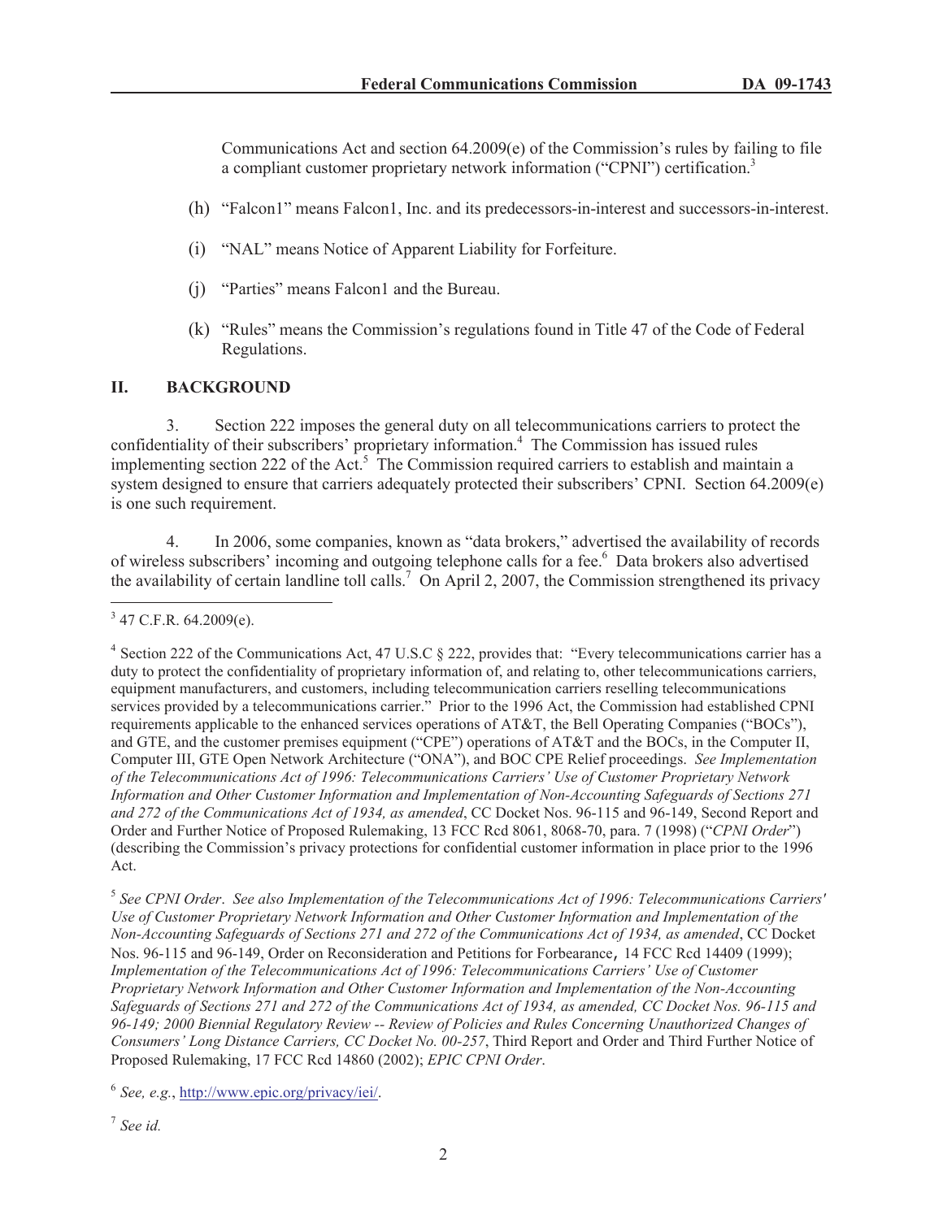Communications Act and section 64.2009(e) of the Commission's rules by failing to file a compliant customer proprietary network information ("CPNI") certification.[3]

(h) "Falcon1" means Falcon1, Inc. and its predecessors-in-interest and successors-in-interest.

(i) "NAL" means Notice of Apparent Liability for Forfeiture.

(j) "Parties" means Falcon1 and the Bureau.

(k) "Rules" means the Commission's regulations found in Title 47 of the Code of Federal Regulations.

## II. BACKGROUND

3. Section 222 imposes the general duty on all telecommunications carriers to protect the confidentiality of their subscribers' proprietary information.[4] The Commission has issued rules implementing section 222 of the Act.[5] The Commission required carriers to establish and maintain a system designed to ensure that carriers adequately protected their subscribers' CPNI. Section 64.2009(e) is one such requirement.

4. In 2006, some companies, known as "data brokers," advertised the availability of records of wireless subscribers' incoming and outgoing telephone calls for a fee.[6] Data brokers also advertised the availability of certain landline toll calls.[7] On April 2, 2007, the Commission strengthened its privacy

---

[3] 47 C.F.R. 64.2009(e).

[4] Section 222 of the Communications Act, 47 U.S.C § 222, provides that: "Every telecommunications carrier has a duty to protect the confidentiality of proprietary information of, and relating to, other telecommunications carriers, equipment manufacturers, and customers, including telecommunication carriers reselling telecommunications services provided by a telecommunications carrier." Prior to the 1996 Act, the Commission had established CPNI requirements applicable to the enhanced services operations of AT&T, the Bell Operating Companies ("BOCs"), and GTE, and the customer premises equipment ("CPE") operations of AT&T and the BOCs, in the Computer II, Computer III, GTE Open Network Architecture ("ONA"), and BOC CPE Relief proceedings. *See Implementation of the Telecommunications Act of 1996: Telecommunications Carriers' Use of Customer Proprietary Network Information and Other Customer Information and Implementation of Non-Accounting Safeguards of Sections 271 and 272 of the Communications Act of 1934, as amended*, CC Docket Nos. 96-115 and 96-149, Second Report and Order and Further Notice of Proposed Rulemaking, 13 FCC Rcd 8061, 8068-70, para. 7 (1998) ("*CPNI Order*") (describing the Commission's privacy protections for confidential customer information in place prior to the 1996 Act.

[5] *See CPNI Order*. *See also Implementation of the Telecommunications Act of 1996: Telecommunications Carriers' Use of Customer Proprietary Network Information and Other Customer Information and Implementation of the Non-Accounting Safeguards of Sections 271 and 272 of the Communications Act of 1934, as amended*, CC Docket Nos. 96-115 and 96-149, Order on Reconsideration and Petitions for Forbearance, 14 FCC Rcd 14409 (1999); *Implementation of the Telecommunications Act of 1996: Telecommunications Carriers' Use of Customer Proprietary Network Information and Other Customer Information and Implementation of the Non-Accounting Safeguards of Sections 271 and 272 of the Communications Act of 1934, as amended, CC Docket Nos. 96-115 and 96-149; 2000 Biennial Regulatory Review -- Review of Policies and Rules Concerning Unauthorized Changes of Consumers' Long Distance Carriers, CC Docket No. 00-257*, Third Report and Order and Third Further Notice of Proposed Rulemaking, 17 FCC Rcd 14860 (2002); *EPIC CPNI Order*.

[6] *See, e.g.*, http://www.epic.org/privacy/iei/.

[7] *See id.*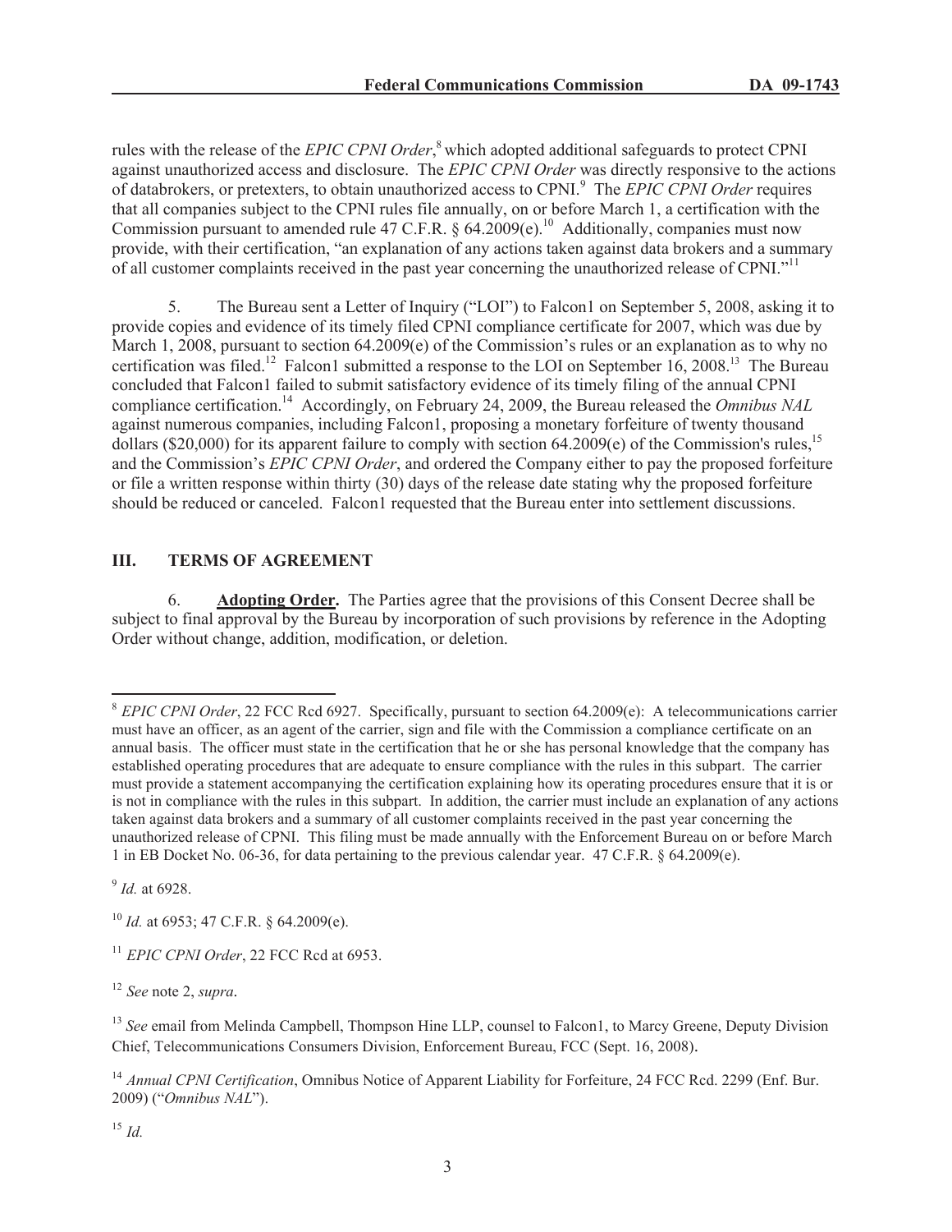rules with the release of the *EPIC CPNI Order*,[8] which adopted additional safeguards to protect CPNI against unauthorized access and disclosure. The *EPIC CPNI Order* was directly responsive to the actions of databrokers, or pretexters, to obtain unauthorized access to CPNI.[9] The *EPIC CPNI Order* requires that all companies subject to the CPNI rules file annually, on or before March 1, a certification with the Commission pursuant to amended rule 47 C.F.R. § 64.2009(e).[10] Additionally, companies must now provide, with their certification, "an explanation of any actions taken against data brokers and a summary of all customer complaints received in the past year concerning the unauthorized release of CPNI."[11]

5. The Bureau sent a Letter of Inquiry ("LOI") to Falcon1 on September 5, 2008, asking it to provide copies and evidence of its timely filed CPNI compliance certificate for 2007, which was due by March 1, 2008, pursuant to section 64.2009(e) of the Commission's rules or an explanation as to why no certification was filed.[12] Falcon1 submitted a response to the LOI on September 16, 2008.[13] The Bureau concluded that Falcon1 failed to submit satisfactory evidence of its timely filing of the annual CPNI compliance certification.[14] Accordingly, on February 24, 2009, the Bureau released the *Omnibus NAL* against numerous companies, including Falcon1, proposing a monetary forfeiture of twenty thousand dollars ($20,000) for its apparent failure to comply with section 64.2009(e) of the Commission's rules,[15] and the Commission's *EPIC CPNI Order*, and ordered the Company either to pay the proposed forfeiture or file a written response within thirty (30) days of the release date stating why the proposed forfeiture should be reduced or canceled. Falcon1 requested that the Bureau enter into settlement discussions.

## III. TERMS OF AGREEMENT

6. **Adopting Order.** The Parties agree that the provisions of this Consent Decree shall be subject to final approval by the Bureau by incorporation of such provisions by reference in the Adopting Order without change, addition, modification, or deletion.

---

[8] *EPIC CPNI Order*, 22 FCC Rcd 6927. Specifically, pursuant to section 64.2009(e): A telecommunications carrier must have an officer, as an agent of the carrier, sign and file with the Commission a compliance certificate on an annual basis. The officer must state in the certification that he or she has personal knowledge that the company has established operating procedures that are adequate to ensure compliance with the rules in this subpart. The carrier must provide a statement accompanying the certification explaining how its operating procedures ensure that it is or is not in compliance with the rules in this subpart. In addition, the carrier must include an explanation of any actions taken against data brokers and a summary of all customer complaints received in the past year concerning the unauthorized release of CPNI. This filing must be made annually with the Enforcement Bureau on or before March 1 in EB Docket No. 06-36, for data pertaining to the previous calendar year. 47 C.F.R. § 64.2009(e).

[9] *Id.* at 6928.

[10] *Id.* at 6953; 47 C.F.R. § 64.2009(e).

[11] *EPIC CPNI Order*, 22 FCC Rcd at 6953.

[12] *See* note 2, *supra*.

[13] *See* email from Melinda Campbell, Thompson Hine LLP, counsel to Falcon1, to Marcy Greene, Deputy Division Chief, Telecommunications Consumers Division, Enforcement Bureau, FCC (Sept. 16, 2008).

[14] *Annual CPNI Certification*, Omnibus Notice of Apparent Liability for Forfeiture, 24 FCC Rcd. 2299 (Enf. Bur. 2009) ("*Omnibus NAL*").

[15] *Id.*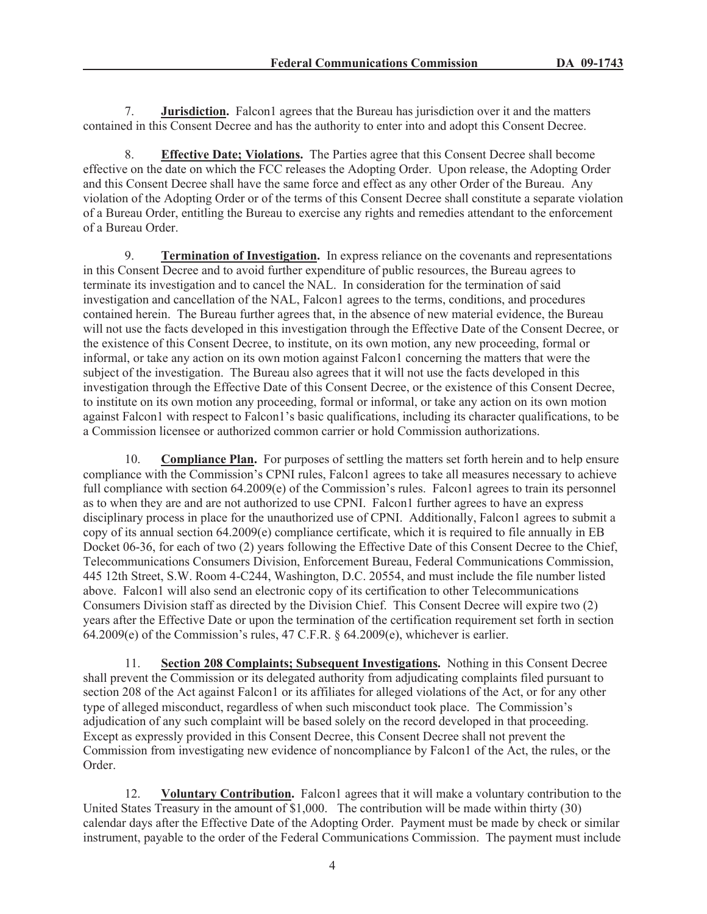7. **Jurisdiction.** Falcon1 agrees that the Bureau has jurisdiction over it and the matters contained in this Consent Decree and has the authority to enter into and adopt this Consent Decree.

8. **Effective Date; Violations.** The Parties agree that this Consent Decree shall become effective on the date on which the FCC releases the Adopting Order. Upon release, the Adopting Order and this Consent Decree shall have the same force and effect as any other Order of the Bureau. Any violation of the Adopting Order or of the terms of this Consent Decree shall constitute a separate violation of a Bureau Order, entitling the Bureau to exercise any rights and remedies attendant to the enforcement of a Bureau Order.

9. **Termination of Investigation.** In express reliance on the covenants and representations in this Consent Decree and to avoid further expenditure of public resources, the Bureau agrees to terminate its investigation and to cancel the NAL. In consideration for the termination of said investigation and cancellation of the NAL, Falcon1 agrees to the terms, conditions, and procedures contained herein. The Bureau further agrees that, in the absence of new material evidence, the Bureau will not use the facts developed in this investigation through the Effective Date of the Consent Decree, or the existence of this Consent Decree, to institute, on its own motion, any new proceeding, formal or informal, or take any action on its own motion against Falcon1 concerning the matters that were the subject of the investigation. The Bureau also agrees that it will not use the facts developed in this investigation through the Effective Date of this Consent Decree, or the existence of this Consent Decree, to institute on its own motion any proceeding, formal or informal, or take any action on its own motion against Falcon1 with respect to Falcon1's basic qualifications, including its character qualifications, to be a Commission licensee or authorized common carrier or hold Commission authorizations.

10. **Compliance Plan.** For purposes of settling the matters set forth herein and to help ensure compliance with the Commission's CPNI rules, Falcon1 agrees to take all measures necessary to achieve full compliance with section 64.2009(e) of the Commission's rules. Falcon1 agrees to train its personnel as to when they are and are not authorized to use CPNI. Falcon1 further agrees to have an express disciplinary process in place for the unauthorized use of CPNI. Additionally, Falcon1 agrees to submit a copy of its annual section 64.2009(e) compliance certificate, which it is required to file annually in EB Docket 06-36, for each of two (2) years following the Effective Date of this Consent Decree to the Chief, Telecommunications Consumers Division, Enforcement Bureau, Federal Communications Commission, 445 12th Street, S.W. Room 4-C244, Washington, D.C. 20554, and must include the file number listed above. Falcon1 will also send an electronic copy of its certification to other Telecommunications Consumers Division staff as directed by the Division Chief. This Consent Decree will expire two (2) years after the Effective Date or upon the termination of the certification requirement set forth in section 64.2009(e) of the Commission's rules, 47 C.F.R. § 64.2009(e), whichever is earlier.

11. **Section 208 Complaints; Subsequent Investigations.** Nothing in this Consent Decree shall prevent the Commission or its delegated authority from adjudicating complaints filed pursuant to section 208 of the Act against Falcon1 or its affiliates for alleged violations of the Act, or for any other type of alleged misconduct, regardless of when such misconduct took place. The Commission's adjudication of any such complaint will be based solely on the record developed in that proceeding. Except as expressly provided in this Consent Decree, this Consent Decree shall not prevent the Commission from investigating new evidence of noncompliance by Falcon1 of the Act, the rules, or the Order.

12. **Voluntary Contribution.** Falcon1 agrees that it will make a voluntary contribution to the United States Treasury in the amount of $1,000. The contribution will be made within thirty (30) calendar days after the Effective Date of the Adopting Order. Payment must be made by check or similar instrument, payable to the order of the Federal Communications Commission. The payment must include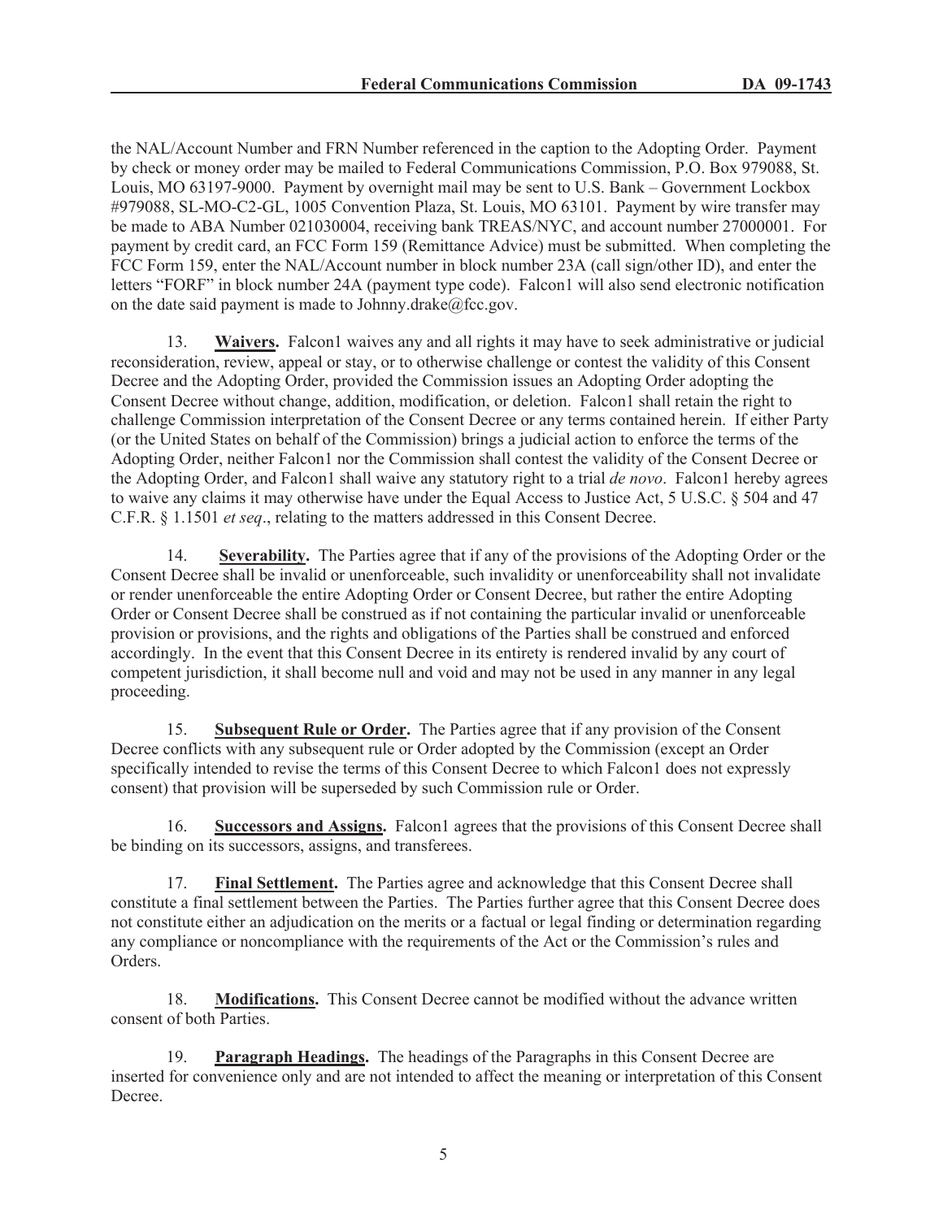the NAL/Account Number and FRN Number referenced in the caption to the Adopting Order. Payment by check or money order may be mailed to Federal Communications Commission, P.O. Box 979088, St. Louis, MO 63197-9000. Payment by overnight mail may be sent to U.S. Bank – Government Lockbox #979088, SL-MO-C2-GL, 1005 Convention Plaza, St. Louis, MO 63101. Payment by wire transfer may be made to ABA Number 021030004, receiving bank TREAS/NYC, and account number 27000001. For payment by credit card, an FCC Form 159 (Remittance Advice) must be submitted. When completing the FCC Form 159, enter the NAL/Account number in block number 23A (call sign/other ID), and enter the letters "FORF" in block number 24A (payment type code). Falcon1 will also send electronic notification on the date said payment is made to Johnny.drake@fcc.gov.

13. **Waivers.** Falcon1 waives any and all rights it may have to seek administrative or judicial reconsideration, review, appeal or stay, or to otherwise challenge or contest the validity of this Consent Decree and the Adopting Order, provided the Commission issues an Adopting Order adopting the Consent Decree without change, addition, modification, or deletion. Falcon1 shall retain the right to challenge Commission interpretation of the Consent Decree or any terms contained herein. If either Party (or the United States on behalf of the Commission) brings a judicial action to enforce the terms of the Adopting Order, neither Falcon1 nor the Commission shall contest the validity of the Consent Decree or the Adopting Order, and Falcon1 shall waive any statutory right to a trial *de novo*. Falcon1 hereby agrees to waive any claims it may otherwise have under the Equal Access to Justice Act, 5 U.S.C. § 504 and 47 C.F.R. § 1.1501 *et seq*., relating to the matters addressed in this Consent Decree.

14. **Severability.** The Parties agree that if any of the provisions of the Adopting Order or the Consent Decree shall be invalid or unenforceable, such invalidity or unenforceability shall not invalidate or render unenforceable the entire Adopting Order or Consent Decree, but rather the entire Adopting Order or Consent Decree shall be construed as if not containing the particular invalid or unenforceable provision or provisions, and the rights and obligations of the Parties shall be construed and enforced accordingly. In the event that this Consent Decree in its entirety is rendered invalid by any court of competent jurisdiction, it shall become null and void and may not be used in any manner in any legal proceeding.

15. **Subsequent Rule or Order.** The Parties agree that if any provision of the Consent Decree conflicts with any subsequent rule or Order adopted by the Commission (except an Order specifically intended to revise the terms of this Consent Decree to which Falcon1 does not expressly consent) that provision will be superseded by such Commission rule or Order.

16. **Successors and Assigns.** Falcon1 agrees that the provisions of this Consent Decree shall be binding on its successors, assigns, and transferees.

17. **Final Settlement.** The Parties agree and acknowledge that this Consent Decree shall constitute a final settlement between the Parties. The Parties further agree that this Consent Decree does not constitute either an adjudication on the merits or a factual or legal finding or determination regarding any compliance or noncompliance with the requirements of the Act or the Commission's rules and Orders.

18. **Modifications.** This Consent Decree cannot be modified without the advance written consent of both Parties.

19. **Paragraph Headings.** The headings of the Paragraphs in this Consent Decree are inserted for convenience only and are not intended to affect the meaning or interpretation of this Consent Decree.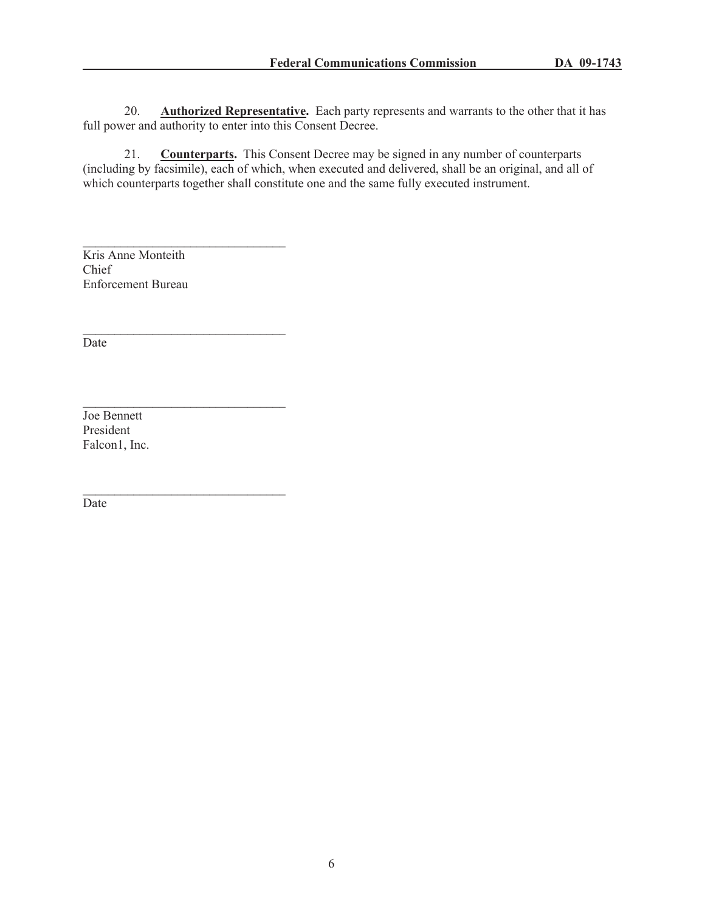20. **Authorized Representative.** Each party represents and warrants to the other that it has full power and authority to enter into this Consent Decree.

21. **Counterparts.** This Consent Decree may be signed in any number of counterparts (including by facsimile), each of which, when executed and delivered, shall be an original, and all of which counterparts together shall constitute one and the same fully executed instrument.

\_\_\_\_\_\_\_\_\_\_\_\_\_\_\_\_\_\_\_\_\_\_\_\_\_\_\_\_\_\_\_\_
Kris Anne Monteith
Chief
Enforcement Bureau

\_\_\_\_\_\_\_\_\_\_\_\_\_\_\_\_\_\_\_\_\_\_\_\_\_\_\_\_\_\_\_\_
Date

\_\_\_\_\_\_\_\_\_\_\_\_\_\_\_\_\_\_\_\_\_\_\_\_\_\_\_\_\_\_\_\_
Joe Bennett
President
Falcon1, Inc.

\_\_\_\_\_\_\_\_\_\_\_\_\_\_\_\_\_\_\_\_\_\_\_\_\_\_\_\_\_\_\_\_
Date